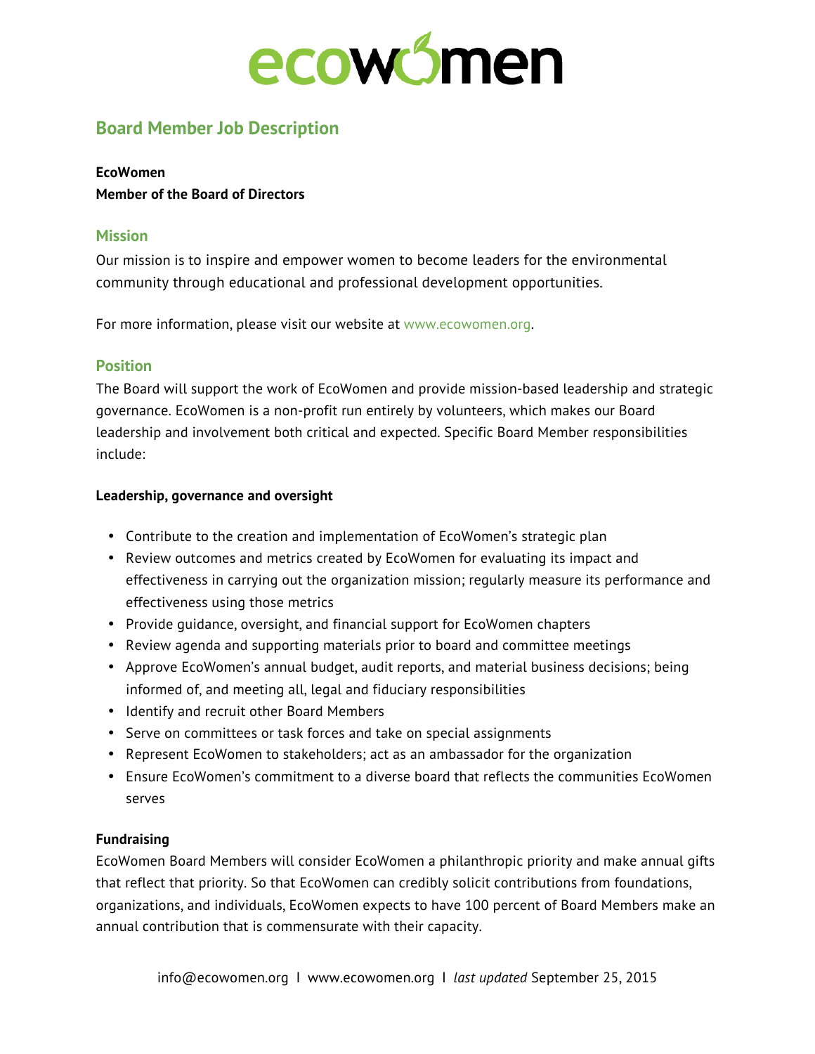# ecowomen

## Board Member Job Description

**EcoWomen**
**Member of the Board of Directors**

### Mission

Our mission is to inspire and empower women to become leaders for the environmental community through educational and professional development opportunities.

For more information, please visit our website at www.ecowomen.org.

### Position

The Board will support the work of EcoWomen and provide mission-based leadership and strategic governance. EcoWomen is a non-profit run entirely by volunteers, which makes our Board leadership and involvement both critical and expected. Specific Board Member responsibilities include:

**Leadership, governance and oversight**

- Contribute to the creation and implementation of EcoWomen's strategic plan
- Review outcomes and metrics created by EcoWomen for evaluating its impact and effectiveness in carrying out the organization mission; regularly measure its performance and effectiveness using those metrics
- Provide guidance, oversight, and financial support for EcoWomen chapters
- Review agenda and supporting materials prior to board and committee meetings
- Approve EcoWomen's annual budget, audit reports, and material business decisions; being informed of, and meeting all, legal and fiduciary responsibilities
- Identify and recruit other Board Members
- Serve on committees or task forces and take on special assignments
- Represent EcoWomen to stakeholders; act as an ambassador for the organization
- Ensure EcoWomen's commitment to a diverse board that reflects the communities EcoWomen serves

**Fundraising**

EcoWomen Board Members will consider EcoWomen a philanthropic priority and make annual gifts that reflect that priority. So that EcoWomen can credibly solicit contributions from foundations, organizations, and individuals, EcoWomen expects to have 100 percent of Board Members make an annual contribution that is commensurate with their capacity.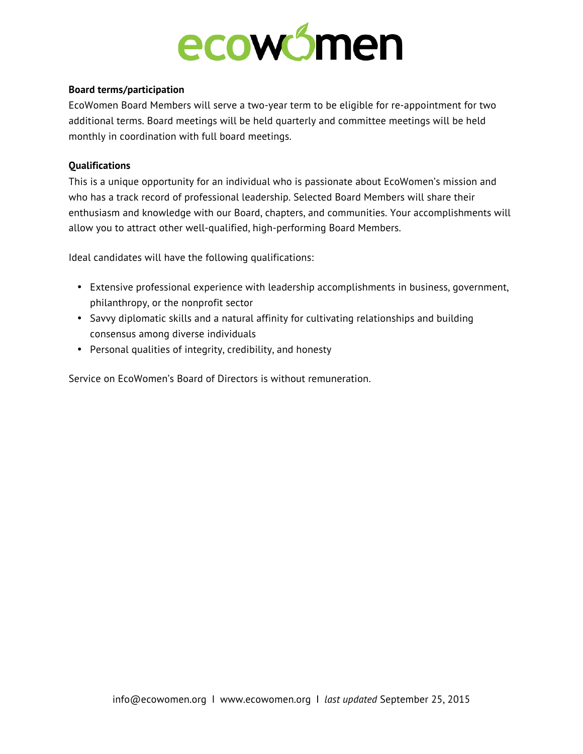**Board terms/participation**

EcoWomen Board Members will serve a two-year term to be eligible for re-appointment for two additional terms. Board meetings will be held quarterly and committee meetings will be held monthly in coordination with full board meetings.

**Qualifications**

This is a unique opportunity for an individual who is passionate about EcoWomen's mission and who has a track record of professional leadership. Selected Board Members will share their enthusiasm and knowledge with our Board, chapters, and communities. Your accomplishments will allow you to attract other well-qualified, high-performing Board Members.

Ideal candidates will have the following qualifications:

- Extensive professional experience with leadership accomplishments in business, government, philanthropy, or the nonprofit sector
- Savvy diplomatic skills and a natural affinity for cultivating relationships and building consensus among diverse individuals
- Personal qualities of integrity, credibility, and honesty

Service on EcoWomen's Board of Directors is without remuneration.

info@ecowomen.org I www.ecowomen.org I *last updated* September 25, 2015